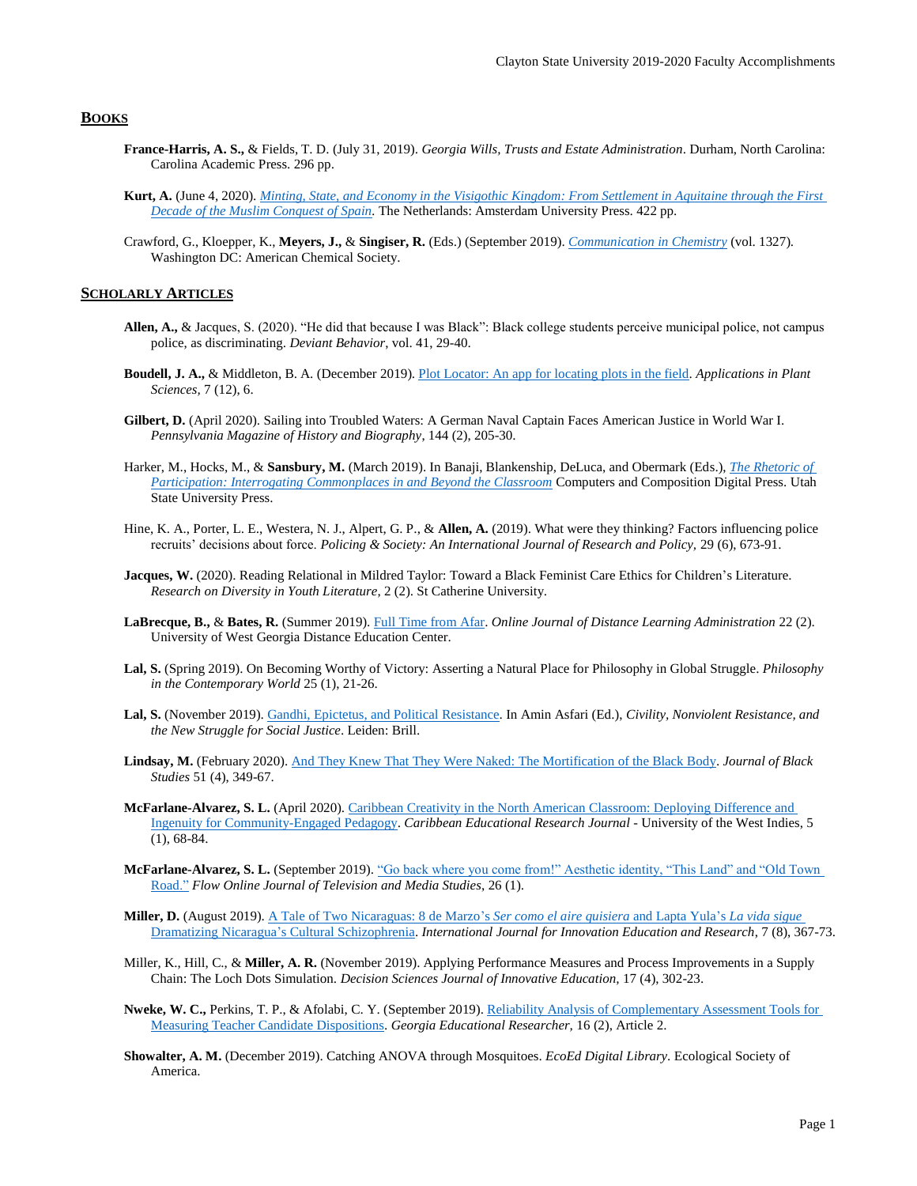## Books

**France-Harris, A. S.,** & Fields, T. D. (July 31, 2019). *Georgia Wills, Trusts and Estate Administration*. Durham, North Carolina: Carolina Academic Press. 296 pp.

**Kurt, A.** (June 4, 2020). *Minting, State, and Economy in the Visigothic Kingdom: From Settlement in Aquitaine through the First Decade of the Muslim Conquest of Spain*. The Netherlands: Amsterdam University Press. 422 pp.

Crawford, G., Kloepper, K., **Meyers, J.,** & **Singiser, R.** (Eds.) (September 2019). *Communication in Chemistry* (vol. 1327). Washington DC: American Chemical Society.

## Scholarly Articles

**Allen, A.,** & Jacques, S. (2020). "He did that because I was Black": Black college students perceive municipal police, not campus police, as discriminating. *Deviant Behavior*, vol. 41, 29-40.

**Boudell, J. A.,** & Middleton, B. A. (December 2019). Plot Locator: An app for locating plots in the field. *Applications in Plant Sciences*, 7 (12), 6.

**Gilbert, D.** (April 2020). Sailing into Troubled Waters: A German Naval Captain Faces American Justice in World War I. *Pennsylvania Magazine of History and Biography*, 144 (2), 205-30.

Harker, M., Hocks, M., & **Sansbury, M.** (March 2019). In Banaji, Blankenship, DeLuca, and Obermark (Eds.), *The Rhetoric of Participation: Interrogating Commonplaces in and Beyond the Classroom* Computers and Composition Digital Press. Utah State University Press.

Hine, K. A., Porter, L. E., Westera, N. J., Alpert, G. P., & **Allen, A.** (2019). What were they thinking? Factors influencing police recruits' decisions about force. *Policing & Society: An International Journal of Research and Policy*, 29 (6), 673-91.

**Jacques, W.** (2020). Reading Relational in Mildred Taylor: Toward a Black Feminist Care Ethics for Children's Literature. *Research on Diversity in Youth Literature*, 2 (2). St Catherine University.

**LaBrecque, B.,** & **Bates, R.** (Summer 2019). Full Time from Afar. *Online Journal of Distance Learning Administration* 22 (2). University of West Georgia Distance Education Center.

**Lal, S.** (Spring 2019). On Becoming Worthy of Victory: Asserting a Natural Place for Philosophy in Global Struggle. *Philosophy in the Contemporary World* 25 (1), 21-26.

**Lal, S.** (November 2019). Gandhi, Epictetus, and Political Resistance. In Amin Asfari (Ed.), *Civility, Nonviolent Resistance, and the New Struggle for Social Justice*. Leiden: Brill.

**Lindsay, M.** (February 2020). And They Knew That They Were Naked: The Mortification of the Black Body. *Journal of Black Studies* 51 (4), 349-67.

**McFarlane-Alvarez, S. L.** (April 2020). Caribbean Creativity in the North American Classroom: Deploying Difference and Ingenuity for Community-Engaged Pedagogy. *Caribbean Educational Research Journal* - University of the West Indies, 5 (1), 68-84.

**McFarlane-Alvarez, S. L.** (September 2019). "Go back where you come from!" Aesthetic identity, "This Land" and "Old Town Road." *Flow Online Journal of Television and Media Studies*, 26 (1).

**Miller, D.** (August 2019). A Tale of Two Nicaraguas: 8 de Marzo's *Ser como el aire quisiera* and Lapta Yula's *La vida sigue* Dramatizing Nicaragua's Cultural Schizophrenia. *International Journal for Innovation Education and Research*, 7 (8), 367-73.

Miller, K., Hill, C., & **Miller, A. R.** (November 2019). Applying Performance Measures and Process Improvements in a Supply Chain: The Loch Dots Simulation. *Decision Sciences Journal of Innovative Education*, 17 (4), 302-23.

**Nweke, W. C.,** Perkins, T. P., & Afolabi, C. Y. (September 2019). Reliability Analysis of Complementary Assessment Tools for Measuring Teacher Candidate Dispositions. *Georgia Educational Researcher*, 16 (2), Article 2.

**Showalter, A. M.** (December 2019). Catching ANOVA through Mosquitoes. *EcoEd Digital Library*. Ecological Society of America.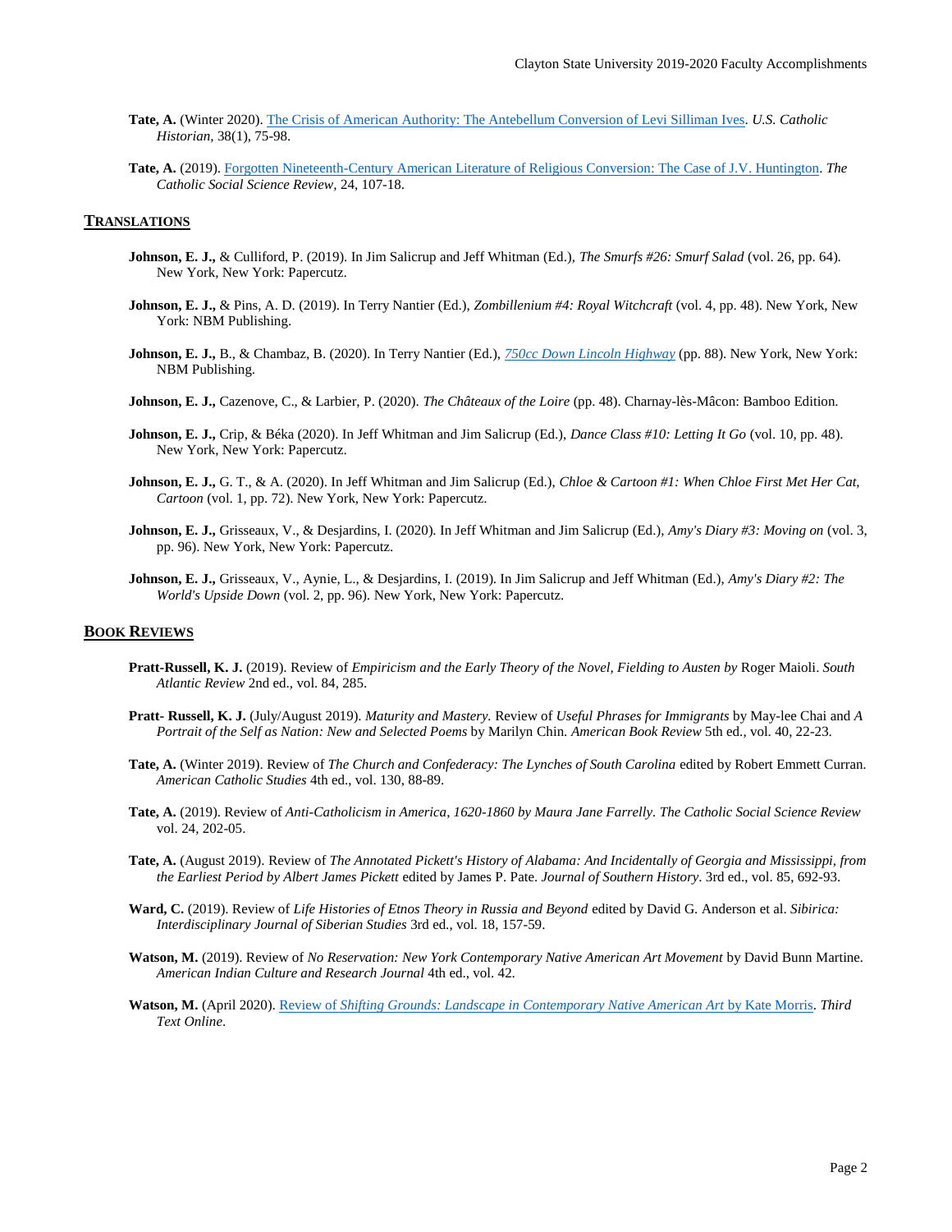**Tate, A.** (Winter 2020). The Crisis of American Authority: The Antebellum Conversion of Levi Silliman Ives. *U.S. Catholic Historian*, 38(1), 75-98.

**Tate, A.** (2019). Forgotten Nineteenth-Century American Literature of Religious Conversion: The Case of J.V. Huntington. *The Catholic Social Science Review*, 24, 107-18.

## TRANSLATIONS

**Johnson, E. J.,** & Culliford, P. (2019). In Jim Salicrup and Jeff Whitman (Ed.), *The Smurfs #26: Smurf Salad* (vol. 26, pp. 64). New York, New York: Papercutz.

**Johnson, E. J.,** & Pins, A. D. (2019). In Terry Nantier (Ed.), *Zombillenium #4: Royal Witchcraft* (vol. 4, pp. 48). New York, New York: NBM Publishing.

**Johnson, E. J.,** B., & Chambaz, B. (2020). In Terry Nantier (Ed.), *750cc Down Lincoln Highway* (pp. 88). New York, New York: NBM Publishing.

**Johnson, E. J.,** Cazenove, C., & Larbier, P. (2020). *The Châteaux of the Loire* (pp. 48). Charnay-lès-Mâcon: Bamboo Edition.

**Johnson, E. J.,** Crip, & Béka (2020). In Jeff Whitman and Jim Salicrup (Ed.), *Dance Class #10: Letting It Go* (vol. 10, pp. 48). New York, New York: Papercutz.

**Johnson, E. J.,** G. T., & A. (2020). In Jeff Whitman and Jim Salicrup (Ed.), *Chloe & Cartoon #1: When Chloe First Met Her Cat, Cartoon* (vol. 1, pp. 72). New York, New York: Papercutz.

**Johnson, E. J.,** Grisseaux, V., & Desjardins, I. (2020). In Jeff Whitman and Jim Salicrup (Ed.), *Amy's Diary #3: Moving on* (vol. 3, pp. 96). New York, New York: Papercutz.

**Johnson, E. J.,** Grisseaux, V., Aynie, L., & Desjardins, I. (2019). In Jim Salicrup and Jeff Whitman (Ed.), *Amy's Diary #2: The World's Upside Down* (vol. 2, pp. 96). New York, New York: Papercutz.

## BOOK REVIEWS

**Pratt-Russell, K. J.** (2019). Review of *Empiricism and the Early Theory of the Novel, Fielding to Austen by* Roger Maioli. *South Atlantic Review* 2nd ed., vol. 84, 285.

**Pratt- Russell, K. J.** (July/August 2019). *Maturity and Mastery.* Review of *Useful Phrases for Immigrants* by May-lee Chai and *A Portrait of the Self as Nation: New and Selected Poems* by Marilyn Chin. *American Book Review* 5th ed., vol. 40, 22-23.

**Tate, A.** (Winter 2019). Review of *The Church and Confederacy: The Lynches of South Carolina* edited by Robert Emmett Curran. *American Catholic Studies* 4th ed., vol. 130, 88-89.

**Tate, A.** (2019). Review of *Anti-Catholicism in America, 1620-1860 by Maura Jane Farrelly*. *The Catholic Social Science Review* vol. 24, 202-05.

**Tate, A.** (August 2019). Review of *The Annotated Pickett's History of Alabama: And Incidentally of Georgia and Mississippi, from the Earliest Period by Albert James Pickett* edited by James P. Pate. *Journal of Southern History*. 3rd ed., vol. 85, 692-93.

**Ward, C.** (2019). Review of *Life Histories of Etnos Theory in Russia and Beyond* edited by David G. Anderson et al. *Sibirica: Interdisciplinary Journal of Siberian Studies* 3rd ed., vol. 18, 157-59.

**Watson, M.** (2019). Review of *No Reservation: New York Contemporary Native American Art Movement* by David Bunn Martine. *American Indian Culture and Research Journal* 4th ed., vol. 42.

**Watson, M.** (April 2020). Review of *Shifting Grounds: Landscape in Contemporary Native American Art* by Kate Morris. *Third Text Online*.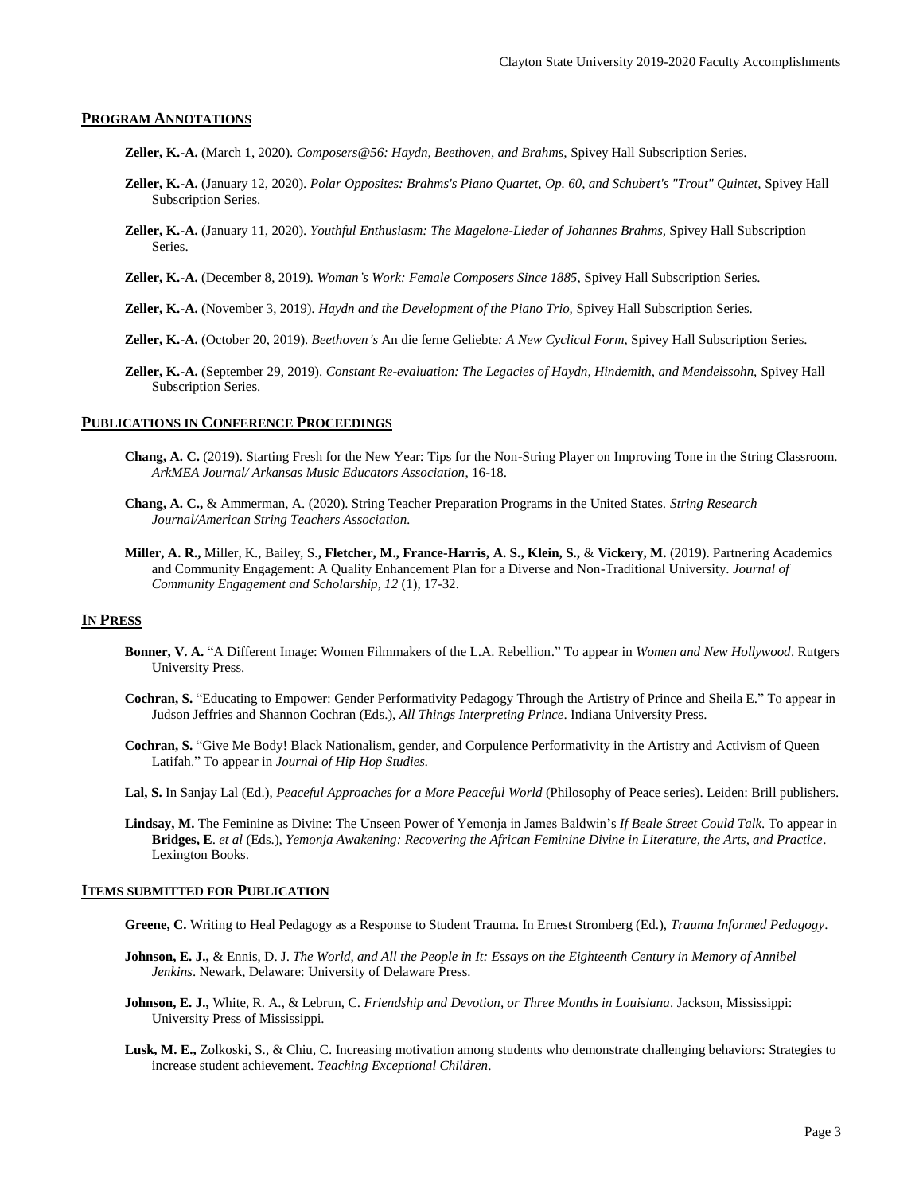## PROGRAM ANNOTATIONS

**Zeller, K.-A.** (March 1, 2020). *Composers@56: Haydn, Beethoven, and Brahms,* Spivey Hall Subscription Series.

**Zeller, K.-A.** (January 12, 2020). *Polar Opposites: Brahms's Piano Quartet, Op. 60, and Schubert's "Trout" Quintet,* Spivey Hall Subscription Series.

**Zeller, K.-A.** (January 11, 2020). *Youthful Enthusiasm: The Magelone-Lieder of Johannes Brahms,* Spivey Hall Subscription Series.

**Zeller, K.-A.** (December 8, 2019). *Woman's Work: Female Composers Since 1885,* Spivey Hall Subscription Series.

**Zeller, K.-A.** (November 3, 2019). *Haydn and the Development of the Piano Trio,* Spivey Hall Subscription Series.

**Zeller, K.-A.** (October 20, 2019). *Beethoven's* An die ferne Geliebte*: A New Cyclical Form,* Spivey Hall Subscription Series.

**Zeller, K.-A.** (September 29, 2019). *Constant Re-evaluation: The Legacies of Haydn, Hindemith, and Mendelssohn,* Spivey Hall Subscription Series.

## PUBLICATIONS IN CONFERENCE PROCEEDINGS

**Chang, A. C.** (2019). Starting Fresh for the New Year: Tips for the Non-String Player on Improving Tone in the String Classroom. *ArkMEA Journal/ Arkansas Music Educators Association*, 16-18.

**Chang, A. C.,** & Ammerman, A. (2020). String Teacher Preparation Programs in the United States. *String Research Journal/American String Teachers Association.*

**Miller, A. R.,** Miller, K., Bailey, S.**, Fletcher, M., France-Harris, A. S., Klein, S.,** & **Vickery, M.** (2019). Partnering Academics and Community Engagement: A Quality Enhancement Plan for a Diverse and Non-Traditional University. *Journal of Community Engagement and Scholarship, 12* (1), 17-32.

## IN PRESS

**Bonner, V. A.** "A Different Image: Women Filmmakers of the L.A. Rebellion." To appear in *Women and New Hollywood*. Rutgers University Press.

**Cochran, S.** "Educating to Empower: Gender Performativity Pedagogy Through the Artistry of Prince and Sheila E." To appear in Judson Jeffries and Shannon Cochran (Eds.), *All Things Interpreting Prince*. Indiana University Press.

**Cochran, S.** "Give Me Body! Black Nationalism, gender, and Corpulence Performativity in the Artistry and Activism of Queen Latifah." To appear in *Journal of Hip Hop Studies.*

**Lal, S.** In Sanjay Lal (Ed.), *Peaceful Approaches for a More Peaceful World* (Philosophy of Peace series). Leiden: Brill publishers.

**Lindsay, M.** The Feminine as Divine: The Unseen Power of Yemonja in James Baldwin's *If Beale Street Could Talk.* To appear in **Bridges, E**. *et al* (Eds.), *Yemonja Awakening: Recovering the African Feminine Divine in Literature, the Arts, and Practice*. Lexington Books.

## ITEMS SUBMITTED FOR PUBLICATION

**Greene, C.** Writing to Heal Pedagogy as a Response to Student Trauma. In Ernest Stromberg (Ed.), *Trauma Informed Pedagogy*.

**Johnson, E. J.,** & Ennis, D. J. *The World, and All the People in It: Essays on the Eighteenth Century in Memory of Annibel Jenkins*. Newark, Delaware: University of Delaware Press.

**Johnson, E. J.,** White, R. A., & Lebrun, C. *Friendship and Devotion, or Three Months in Louisiana*. Jackson, Mississippi: University Press of Mississippi.

**Lusk, M. E.,** Zolkoski, S., & Chiu, C. Increasing motivation among students who demonstrate challenging behaviors: Strategies to increase student achievement. *Teaching Exceptional Children*.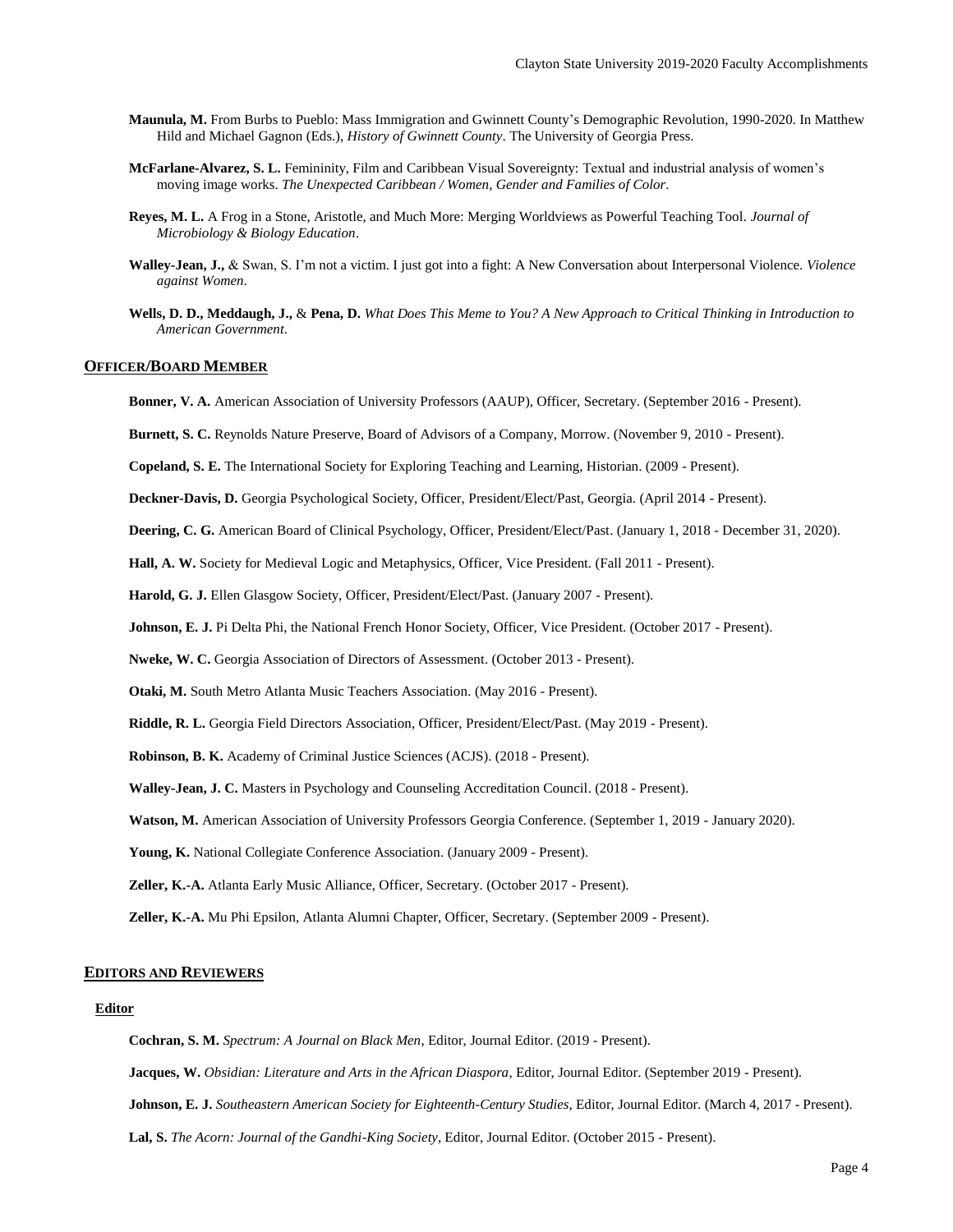**Maunula, M.** From Burbs to Pueblo: Mass Immigration and Gwinnett County's Demographic Revolution, 1990-2020. In Matthew Hild and Michael Gagnon (Eds.), *History of Gwinnett County*. The University of Georgia Press.

**McFarlane-Alvarez, S. L.** Femininity, Film and Caribbean Visual Sovereignty: Textual and industrial analysis of women's moving image works. *The Unexpected Caribbean / Women, Gender and Families of Color*.

**Reyes, M. L.** A Frog in a Stone, Aristotle, and Much More: Merging Worldviews as Powerful Teaching Tool. *Journal of Microbiology & Biology Education*.

**Walley-Jean, J.,** & Swan, S. I'm not a victim. I just got into a fight: A New Conversation about Interpersonal Violence. *Violence against Women*.

**Wells, D. D., Meddaugh, J.,** & **Pena, D.** *What Does This Meme to You? A New Approach to Critical Thinking in Introduction to American Government*.

## OFFICER/BOARD MEMBER

**Bonner, V. A.** American Association of University Professors (AAUP), Officer, Secretary. (September 2016 - Present).

**Burnett, S. C.** Reynolds Nature Preserve, Board of Advisors of a Company, Morrow. (November 9, 2010 - Present).

**Copeland, S. E.** The International Society for Exploring Teaching and Learning, Historian. (2009 - Present).

**Deckner-Davis, D.** Georgia Psychological Society, Officer, President/Elect/Past, Georgia. (April 2014 - Present).

**Deering, C. G.** American Board of Clinical Psychology, Officer, President/Elect/Past. (January 1, 2018 - December 31, 2020).

**Hall, A. W.** Society for Medieval Logic and Metaphysics, Officer, Vice President. (Fall 2011 - Present).

**Harold, G. J.** Ellen Glasgow Society, Officer, President/Elect/Past. (January 2007 - Present).

**Johnson, E. J.** Pi Delta Phi, the National French Honor Society, Officer, Vice President. (October 2017 - Present).

**Nweke, W. C.** Georgia Association of Directors of Assessment. (October 2013 - Present).

**Otaki, M.** South Metro Atlanta Music Teachers Association. (May 2016 - Present).

**Riddle, R. L.** Georgia Field Directors Association, Officer, President/Elect/Past. (May 2019 - Present).

**Robinson, B. K.** Academy of Criminal Justice Sciences (ACJS). (2018 - Present).

**Walley-Jean, J. C.** Masters in Psychology and Counseling Accreditation Council. (2018 - Present).

**Watson, M.** American Association of University Professors Georgia Conference. (September 1, 2019 - January 2020).

**Young, K.** National Collegiate Conference Association. (January 2009 - Present).

**Zeller, K.-A.** Atlanta Early Music Alliance, Officer, Secretary. (October 2017 - Present).

**Zeller, K.-A.** Mu Phi Epsilon, Atlanta Alumni Chapter, Officer, Secretary. (September 2009 - Present).

## EDITORS AND REVIEWERS

### Editor

**Cochran, S. M.** *Spectrum: A Journal on Black Men*, Editor, Journal Editor. (2019 - Present).

**Jacques, W.** *Obsidian: Literature and Arts in the African Diaspora*, Editor, Journal Editor. (September 2019 - Present).

**Johnson, E. J.** *Southeastern American Society for Eighteenth-Century Studies*, Editor, Journal Editor. (March 4, 2017 - Present).

**Lal, S.** *The Acorn: Journal of the Gandhi-King Society*, Editor, Journal Editor. (October 2015 - Present).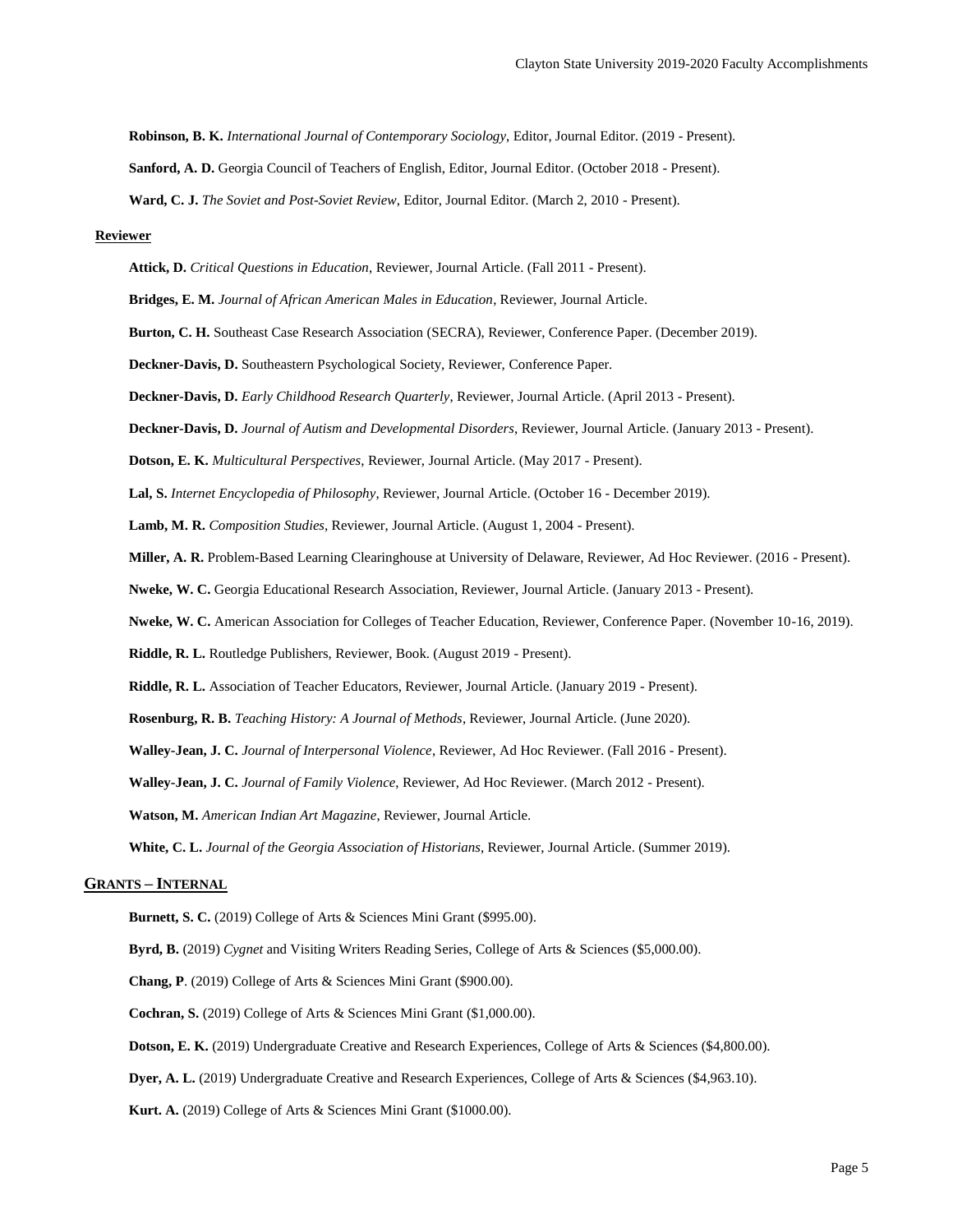**Robinson, B. K.** *International Journal of Contemporary Sociology*, Editor, Journal Editor. (2019 - Present).

**Sanford, A. D.** Georgia Council of Teachers of English, Editor, Journal Editor. (October 2018 - Present).

**Ward, C. J.** *The Soviet and Post-Soviet Review*, Editor, Journal Editor. (March 2, 2010 - Present).

### Reviewer

**Attick, D.** *Critical Questions in Education*, Reviewer, Journal Article. (Fall 2011 - Present).

**Bridges, E. M.** *Journal of African American Males in Education*, Reviewer, Journal Article.

**Burton, C. H.** Southeast Case Research Association (SECRA), Reviewer, Conference Paper. (December 2019).

**Deckner-Davis, D.** Southeastern Psychological Society, Reviewer, Conference Paper.

**Deckner-Davis, D.** *Early Childhood Research Quarterly*, Reviewer, Journal Article. (April 2013 - Present).

**Deckner-Davis, D.** *Journal of Autism and Developmental Disorders*, Reviewer, Journal Article. (January 2013 - Present).

**Dotson, E. K.** *Multicultural Perspectives*, Reviewer, Journal Article. (May 2017 - Present).

**Lal, S.** *Internet Encyclopedia of Philosophy*, Reviewer, Journal Article. (October 16 - December 2019).

**Lamb, M. R.** *Composition Studies*, Reviewer, Journal Article. (August 1, 2004 - Present).

**Miller, A. R.** Problem-Based Learning Clearinghouse at University of Delaware, Reviewer, Ad Hoc Reviewer. (2016 - Present).

**Nweke, W. C.** Georgia Educational Research Association, Reviewer, Journal Article. (January 2013 - Present).

**Nweke, W. C.** American Association for Colleges of Teacher Education, Reviewer, Conference Paper. (November 10-16, 2019).

**Riddle, R. L.** Routledge Publishers, Reviewer, Book. (August 2019 - Present).

**Riddle, R. L.** Association of Teacher Educators, Reviewer, Journal Article. (January 2019 - Present).

**Rosenburg, R. B.** *Teaching History: A Journal of Methods*, Reviewer, Journal Article. (June 2020).

**Walley-Jean, J. C.** *Journal of Interpersonal Violence*, Reviewer, Ad Hoc Reviewer. (Fall 2016 - Present).

**Walley-Jean, J. C.** *Journal of Family Violence*, Reviewer, Ad Hoc Reviewer. (March 2012 - Present).

**Watson, M.** *American Indian Art Magazine*, Reviewer, Journal Article.

**White, C. L.** *Journal of the Georgia Association of Historians*, Reviewer, Journal Article. (Summer 2019).

## Grants – Internal

**Burnett, S. C.** (2019) College of Arts & Sciences Mini Grant ($995.00).

**Byrd, B.** (2019) *Cygnet* and Visiting Writers Reading Series, College of Arts & Sciences ($5,000.00).

**Chang, P**. (2019) College of Arts & Sciences Mini Grant ($900.00).

**Cochran, S.** (2019) College of Arts & Sciences Mini Grant ($1,000.00).

**Dotson, E. K.** (2019) Undergraduate Creative and Research Experiences, College of Arts & Sciences ($4,800.00).

**Dyer, A. L.** (2019) Undergraduate Creative and Research Experiences, College of Arts & Sciences ($4,963.10).

**Kurt. A.** (2019) College of Arts & Sciences Mini Grant ($1000.00).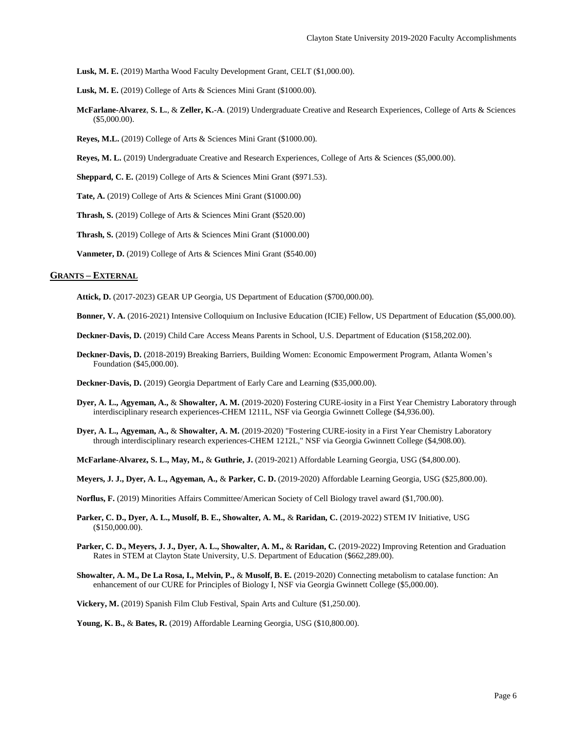**Lusk, M. E.** (2019) Martha Wood Faculty Development Grant, CELT ($1,000.00).

**Lusk, M. E.** (2019) College of Arts & Sciences Mini Grant ($1000.00).

**McFarlane-Alvarez**, **S. L.**, & **Zeller, K.-A**. (2019) Undergraduate Creative and Research Experiences, College of Arts & Sciences ($5,000.00).

**Reyes, M.L.** (2019) College of Arts & Sciences Mini Grant ($1000.00).

**Reyes, M. L.** (2019) Undergraduate Creative and Research Experiences, College of Arts & Sciences ($5,000.00).

**Sheppard, C. E.** (2019) College of Arts & Sciences Mini Grant ($971.53).

**Tate, A.** (2019) College of Arts & Sciences Mini Grant ($1000.00)

**Thrash, S.** (2019) College of Arts & Sciences Mini Grant ($520.00)

**Thrash, S.** (2019) College of Arts & Sciences Mini Grant ($1000.00)

**Vanmeter, D.** (2019) College of Arts & Sciences Mini Grant ($540.00)

## GRANTS – EXTERNAL

**Attick, D.** (2017-2023) GEAR UP Georgia, US Department of Education ($700,000.00).

**Bonner, V. A.** (2016-2021) Intensive Colloquium on Inclusive Education (ICIE) Fellow, US Department of Education ($5,000.00).

**Deckner-Davis, D.** (2019) Child Care Access Means Parents in School, U.S. Department of Education ($158,202.00).

**Deckner-Davis, D.** (2018-2019) Breaking Barriers, Building Women: Economic Empowerment Program, Atlanta Women's Foundation ($45,000.00).

**Deckner-Davis, D.** (2019) Georgia Department of Early Care and Learning ($35,000.00).

**Dyer, A. L., Agyeman, A.,** & **Showalter, A. M.** (2019-2020) Fostering CURE-iosity in a First Year Chemistry Laboratory through interdisciplinary research experiences-CHEM 1211L, NSF via Georgia Gwinnett College ($4,936.00).

**Dyer, A. L., Agyeman, A.,** & **Showalter, A. M.** (2019-2020) "Fostering CURE-iosity in a First Year Chemistry Laboratory through interdisciplinary research experiences-CHEM 1212L," NSF via Georgia Gwinnett College ($4,908.00).

**McFarlane-Alvarez, S. L., May, M.,** & **Guthrie, J.** (2019-2021) Affordable Learning Georgia, USG ($4,800.00).

**Meyers, J. J., Dyer, A. L., Agyeman, A.,** & **Parker, C. D.** (2019-2020) Affordable Learning Georgia, USG ($25,800.00).

**Norflus, F.** (2019) Minorities Affairs Committee/American Society of Cell Biology travel award ($1,700.00).

**Parker, C. D., Dyer, A. L., Musolf, B. E., Showalter, A. M.,** & **Raridan, C.** (2019-2022) STEM IV Initiative, USG ($150,000.00).

**Parker, C. D., Meyers, J. J., Dyer, A. L., Showalter, A. M.,** & **Raridan, C.** (2019-2022) Improving Retention and Graduation Rates in STEM at Clayton State University, U.S. Department of Education ($662,289.00).

**Showalter, A. M., De La Rosa, I., Melvin, P.,** & **Musolf, B. E.** (2019-2020) Connecting metabolism to catalase function: An enhancement of our CURE for Principles of Biology I, NSF via Georgia Gwinnett College ($5,000.00).

**Vickery, M.** (2019) Spanish Film Club Festival, Spain Arts and Culture ($1,250.00).

**Young, K. B.,** & **Bates, R.** (2019) Affordable Learning Georgia, USG ($10,800.00).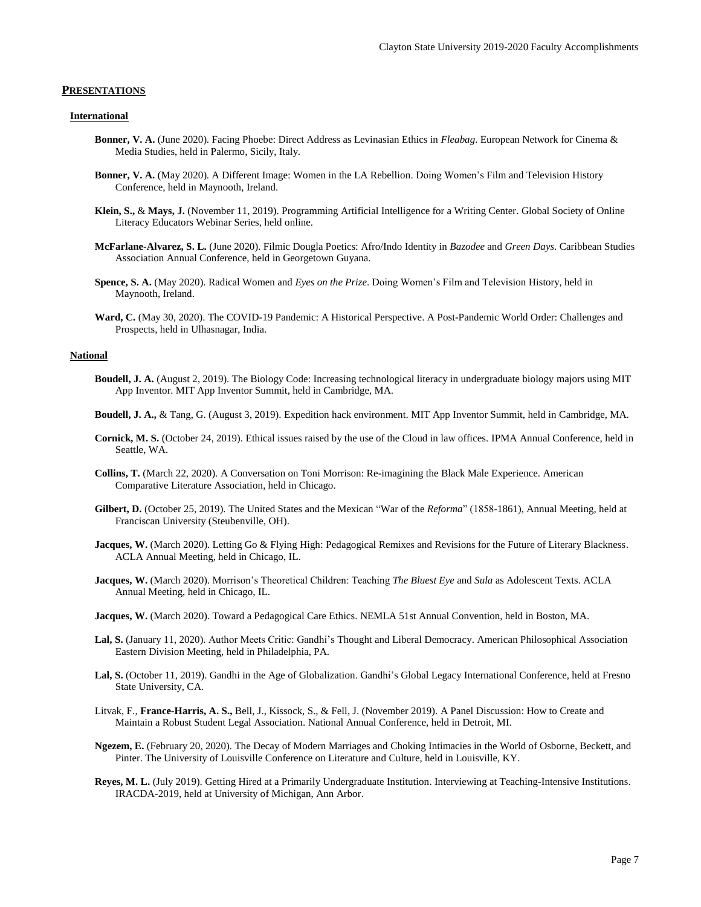## PRESENTATIONS

### International

**Bonner, V. A.** (June 2020). Facing Phoebe: Direct Address as Levinasian Ethics in *Fleabag*. European Network for Cinema & Media Studies, held in Palermo, Sicily, Italy.

**Bonner, V. A.** (May 2020). A Different Image: Women in the LA Rebellion. Doing Women's Film and Television History Conference, held in Maynooth, Ireland.

**Klein, S.,** & **Mays, J.** (November 11, 2019). Programming Artificial Intelligence for a Writing Center. Global Society of Online Literacy Educators Webinar Series, held online.

**McFarlane-Alvarez, S. L.** (June 2020). Filmic Dougla Poetics: Afro/Indo Identity in *Bazodee* and *Green Days*. Caribbean Studies Association Annual Conference, held in Georgetown Guyana.

**Spence, S. A.** (May 2020). Radical Women and *Eyes on the Prize*. Doing Women's Film and Television History, held in Maynooth, Ireland.

**Ward, C.** (May 30, 2020). The COVID-19 Pandemic: A Historical Perspective. A Post-Pandemic World Order: Challenges and Prospects, held in Ulhasnagar, India.

### National

**Boudell, J. A.** (August 2, 2019). The Biology Code: Increasing technological literacy in undergraduate biology majors using MIT App Inventor. MIT App Inventor Summit, held in Cambridge, MA.

**Boudell, J. A.,** & Tang, G. (August 3, 2019). Expedition hack environment. MIT App Inventor Summit, held in Cambridge, MA.

**Cornick, M. S.** (October 24, 2019). Ethical issues raised by the use of the Cloud in law offices. IPMA Annual Conference, held in Seattle, WA.

**Collins, T.** (March 22, 2020). A Conversation on Toni Morrison: Re-imagining the Black Male Experience. American Comparative Literature Association, held in Chicago.

**Gilbert, D.** (October 25, 2019). The United States and the Mexican "War of the *Reforma*" (1858-1861), Annual Meeting, held at Franciscan University (Steubenville, OH).

**Jacques, W.** (March 2020). Letting Go & Flying High: Pedagogical Remixes and Revisions for the Future of Literary Blackness. ACLA Annual Meeting, held in Chicago, IL.

**Jacques, W.** (March 2020). Morrison's Theoretical Children: Teaching *The Bluest Eye* and *Sula* as Adolescent Texts. ACLA Annual Meeting, held in Chicago, IL.

**Jacques, W.** (March 2020). Toward a Pedagogical Care Ethics. NEMLA 51st Annual Convention, held in Boston, MA.

**Lal, S.** (January 11, 2020). Author Meets Critic: Gandhi's Thought and Liberal Democracy. American Philosophical Association Eastern Division Meeting, held in Philadelphia, PA.

**Lal, S.** (October 11, 2019). Gandhi in the Age of Globalization. Gandhi's Global Legacy International Conference, held at Fresno State University, CA.

Litvak, F., **France-Harris, A. S.,** Bell, J., Kissock, S., & Fell, J. (November 2019). A Panel Discussion: How to Create and Maintain a Robust Student Legal Association. National Annual Conference, held in Detroit, MI.

**Ngezem, E.** (February 20, 2020). The Decay of Modern Marriages and Choking Intimacies in the World of Osborne, Beckett, and Pinter. The University of Louisville Conference on Literature and Culture, held in Louisville, KY.

**Reyes, M. L.** (July 2019). Getting Hired at a Primarily Undergraduate Institution. Interviewing at Teaching-Intensive Institutions. IRACDA-2019, held at University of Michigan, Ann Arbor.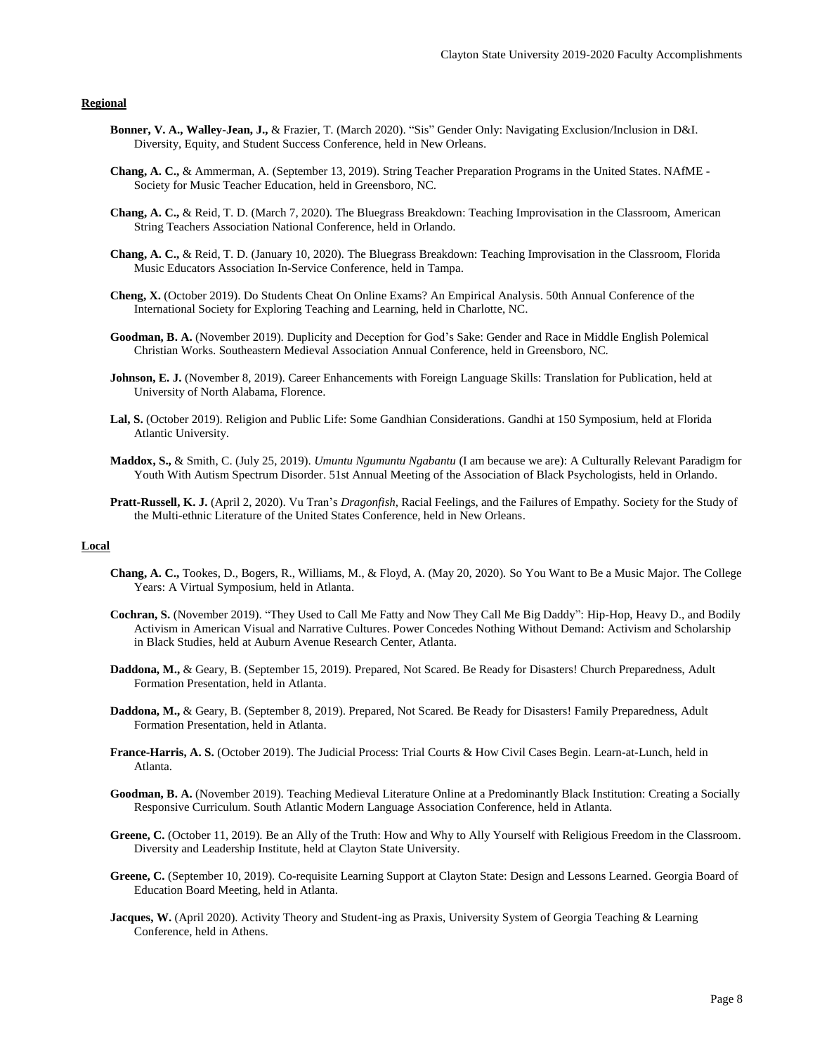**Regional**

**Bonner, V. A., Walley-Jean, J.,** & Frazier, T. (March 2020). "Sis" Gender Only: Navigating Exclusion/Inclusion in D&I. Diversity, Equity, and Student Success Conference, held in New Orleans.

**Chang, A. C.,** & Ammerman, A. (September 13, 2019). String Teacher Preparation Programs in the United States. NAfME - Society for Music Teacher Education, held in Greensboro, NC.

**Chang, A. C.,** & Reid, T. D. (March 7, 2020). The Bluegrass Breakdown: Teaching Improvisation in the Classroom, American String Teachers Association National Conference, held in Orlando.

**Chang, A. C.,** & Reid, T. D. (January 10, 2020). The Bluegrass Breakdown: Teaching Improvisation in the Classroom, Florida Music Educators Association In-Service Conference, held in Tampa.

**Cheng, X.** (October 2019). Do Students Cheat On Online Exams? An Empirical Analysis. 50th Annual Conference of the International Society for Exploring Teaching and Learning, held in Charlotte, NC.

**Goodman, B. A.** (November 2019). Duplicity and Deception for God's Sake: Gender and Race in Middle English Polemical Christian Works. Southeastern Medieval Association Annual Conference, held in Greensboro, NC.

**Johnson, E. J.** (November 8, 2019). Career Enhancements with Foreign Language Skills: Translation for Publication, held at University of North Alabama, Florence.

**Lal, S.** (October 2019). Religion and Public Life: Some Gandhian Considerations. Gandhi at 150 Symposium, held at Florida Atlantic University.

**Maddox, S.,** & Smith, C. (July 25, 2019). *Umuntu Ngumuntu Ngabantu* (I am because we are): A Culturally Relevant Paradigm for Youth With Autism Spectrum Disorder. 51st Annual Meeting of the Association of Black Psychologists, held in Orlando.

**Pratt-Russell, K. J.** (April 2, 2020). Vu Tran's *Dragonfish*, Racial Feelings, and the Failures of Empathy. Society for the Study of the Multi-ethnic Literature of the United States Conference, held in New Orleans.

**Local**

**Chang, A. C.,** Tookes, D., Bogers, R., Williams, M., & Floyd, A. (May 20, 2020). So You Want to Be a Music Major. The College Years: A Virtual Symposium, held in Atlanta.

**Cochran, S.** (November 2019). "They Used to Call Me Fatty and Now They Call Me Big Daddy": Hip-Hop, Heavy D., and Bodily Activism in American Visual and Narrative Cultures. Power Concedes Nothing Without Demand: Activism and Scholarship in Black Studies, held at Auburn Avenue Research Center, Atlanta.

**Daddona, M.,** & Geary, B. (September 15, 2019). Prepared, Not Scared. Be Ready for Disasters! Church Preparedness, Adult Formation Presentation, held in Atlanta.

**Daddona, M.,** & Geary, B. (September 8, 2019). Prepared, Not Scared. Be Ready for Disasters! Family Preparedness, Adult Formation Presentation, held in Atlanta.

**France-Harris, A. S.** (October 2019). The Judicial Process: Trial Courts & How Civil Cases Begin. Learn-at-Lunch, held in Atlanta.

**Goodman, B. A.** (November 2019). Teaching Medieval Literature Online at a Predominantly Black Institution: Creating a Socially Responsive Curriculum. South Atlantic Modern Language Association Conference, held in Atlanta.

**Greene, C.** (October 11, 2019). Be an Ally of the Truth: How and Why to Ally Yourself with Religious Freedom in the Classroom. Diversity and Leadership Institute, held at Clayton State University.

**Greene, C.** (September 10, 2019). Co-requisite Learning Support at Clayton State: Design and Lessons Learned. Georgia Board of Education Board Meeting, held in Atlanta.

**Jacques, W.** (April 2020). Activity Theory and Student-ing as Praxis, University System of Georgia Teaching & Learning Conference, held in Athens.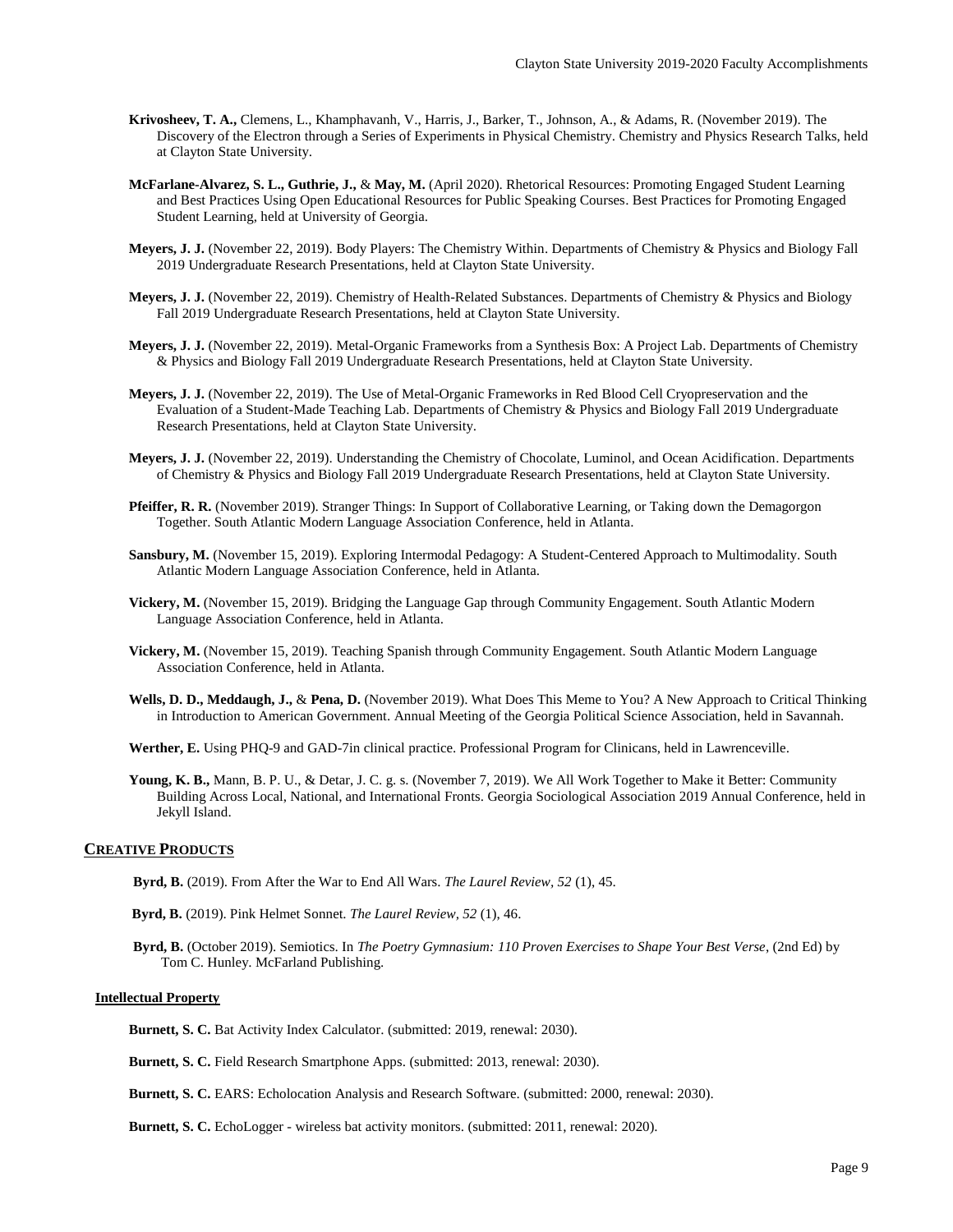**Krivosheev, T. A.,** Clemens, L., Khamphavanh, V., Harris, J., Barker, T., Johnson, A., & Adams, R. (November 2019). The Discovery of the Electron through a Series of Experiments in Physical Chemistry. Chemistry and Physics Research Talks, held at Clayton State University.

**McFarlane-Alvarez, S. L., Guthrie, J.,** & **May, M.** (April 2020). Rhetorical Resources: Promoting Engaged Student Learning and Best Practices Using Open Educational Resources for Public Speaking Courses. Best Practices for Promoting Engaged Student Learning, held at University of Georgia.

**Meyers, J. J.** (November 22, 2019). Body Players: The Chemistry Within. Departments of Chemistry & Physics and Biology Fall 2019 Undergraduate Research Presentations, held at Clayton State University.

**Meyers, J. J.** (November 22, 2019). Chemistry of Health-Related Substances. Departments of Chemistry & Physics and Biology Fall 2019 Undergraduate Research Presentations, held at Clayton State University.

**Meyers, J. J.** (November 22, 2019). Metal-Organic Frameworks from a Synthesis Box: A Project Lab. Departments of Chemistry & Physics and Biology Fall 2019 Undergraduate Research Presentations, held at Clayton State University.

**Meyers, J. J.** (November 22, 2019). The Use of Metal-Organic Frameworks in Red Blood Cell Cryopreservation and the Evaluation of a Student-Made Teaching Lab. Departments of Chemistry & Physics and Biology Fall 2019 Undergraduate Research Presentations, held at Clayton State University.

**Meyers, J. J.** (November 22, 2019). Understanding the Chemistry of Chocolate, Luminol, and Ocean Acidification. Departments of Chemistry & Physics and Biology Fall 2019 Undergraduate Research Presentations, held at Clayton State University.

**Pfeiffer, R. R.** (November 2019). Stranger Things: In Support of Collaborative Learning, or Taking down the Demagorgon Together. South Atlantic Modern Language Association Conference, held in Atlanta.

**Sansbury, M.** (November 15, 2019). Exploring Intermodal Pedagogy: A Student-Centered Approach to Multimodality. South Atlantic Modern Language Association Conference, held in Atlanta.

**Vickery, M.** (November 15, 2019). Bridging the Language Gap through Community Engagement. South Atlantic Modern Language Association Conference, held in Atlanta.

**Vickery, M.** (November 15, 2019). Teaching Spanish through Community Engagement. South Atlantic Modern Language Association Conference, held in Atlanta.

**Wells, D. D., Meddaugh, J.,** & **Pena, D.** (November 2019). What Does This Meme to You? A New Approach to Critical Thinking in Introduction to American Government. Annual Meeting of the Georgia Political Science Association, held in Savannah.

**Werther, E.** Using PHQ-9 and GAD-7in clinical practice. Professional Program for Clinicans, held in Lawrenceville.

**Young, K. B.,** Mann, B. P. U., & Detar, J. C. g. s. (November 7, 2019). We All Work Together to Make it Better: Community Building Across Local, National, and International Fronts. Georgia Sociological Association 2019 Annual Conference, held in Jekyll Island.

## CREATIVE PRODUCTS

**Byrd, B.** (2019). From After the War to End All Wars. *The Laurel Review, 52* (1), 45.

**Byrd, B.** (2019). Pink Helmet Sonnet. *The Laurel Review, 52* (1), 46.

**Byrd, B.** (October 2019). Semiotics. In *The Poetry Gymnasium: 110 Proven Exercises to Shape Your Best Verse*, (2nd Ed) by Tom C. Hunley. McFarland Publishing.

### Intellectual Property

**Burnett, S. C.** Bat Activity Index Calculator. (submitted: 2019, renewal: 2030).

**Burnett, S. C.** Field Research Smartphone Apps. (submitted: 2013, renewal: 2030).

**Burnett, S. C.** EARS: Echolocation Analysis and Research Software. (submitted: 2000, renewal: 2030).

**Burnett, S. C.** EchoLogger - wireless bat activity monitors. (submitted: 2011, renewal: 2020).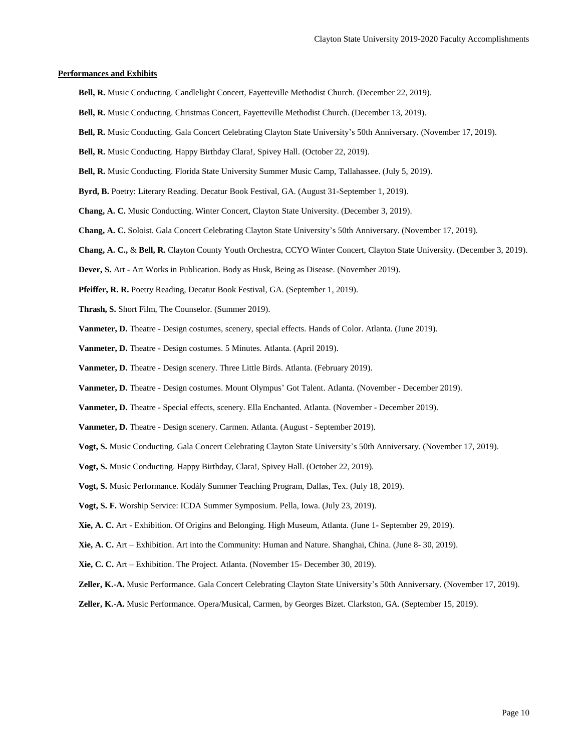**Performances and Exhibits**

**Bell, R.** Music Conducting. Candlelight Concert, Fayetteville Methodist Church. (December 22, 2019).

**Bell, R.** Music Conducting. Christmas Concert, Fayetteville Methodist Church. (December 13, 2019).

**Bell, R.** Music Conducting. Gala Concert Celebrating Clayton State University's 50th Anniversary. (November 17, 2019).

**Bell, R.** Music Conducting. Happy Birthday Clara!, Spivey Hall. (October 22, 2019).

**Bell, R.** Music Conducting. Florida State University Summer Music Camp, Tallahassee. (July 5, 2019).

**Byrd, B.** Poetry: Literary Reading. Decatur Book Festival, GA. (August 31-September 1, 2019).

**Chang, A. C.** Music Conducting. Winter Concert, Clayton State University. (December 3, 2019).

**Chang, A. C.** Soloist. Gala Concert Celebrating Clayton State University's 50th Anniversary. (November 17, 2019).

**Chang, A. C.,** & **Bell, R.** Clayton County Youth Orchestra, CCYO Winter Concert, Clayton State University. (December 3, 2019).

**Dever, S.** Art - Art Works in Publication. Body as Husk, Being as Disease. (November 2019).

**Pfeiffer, R. R.** Poetry Reading, Decatur Book Festival, GA. (September 1, 2019).

**Thrash, S.** Short Film, The Counselor. (Summer 2019).

**Vanmeter, D.** Theatre - Design costumes, scenery, special effects. Hands of Color. Atlanta. (June 2019).

**Vanmeter, D.** Theatre - Design costumes. 5 Minutes. Atlanta. (April 2019).

**Vanmeter, D.** Theatre - Design scenery. Three Little Birds. Atlanta. (February 2019).

**Vanmeter, D.** Theatre - Design costumes. Mount Olympus' Got Talent. Atlanta. (November - December 2019).

**Vanmeter, D.** Theatre - Special effects, scenery. Ella Enchanted. Atlanta. (November - December 2019).

**Vanmeter, D.** Theatre - Design scenery. Carmen. Atlanta. (August - September 2019).

**Vogt, S.** Music Conducting. Gala Concert Celebrating Clayton State University's 50th Anniversary. (November 17, 2019).

**Vogt, S.** Music Conducting. Happy Birthday, Clara!, Spivey Hall. (October 22, 2019).

**Vogt, S.** Music Performance. Kodály Summer Teaching Program, Dallas, Tex. (July 18, 2019).

**Vogt, S. F.** Worship Service: ICDA Summer Symposium. Pella, Iowa. (July 23, 2019).

**Xie, A. C.** Art - Exhibition. Of Origins and Belonging. High Museum, Atlanta. (June 1- September 29, 2019).

**Xie, A. C.** Art – Exhibition. Art into the Community: Human and Nature. Shanghai, China. (June 8- 30, 2019).

**Xie, C. C.** Art – Exhibition. The Project. Atlanta. (November 15- December 30, 2019).

**Zeller, K.-A.** Music Performance. Gala Concert Celebrating Clayton State University's 50th Anniversary. (November 17, 2019).

**Zeller, K.-A.** Music Performance. Opera/Musical, Carmen, by Georges Bizet. Clarkston, GA. (September 15, 2019).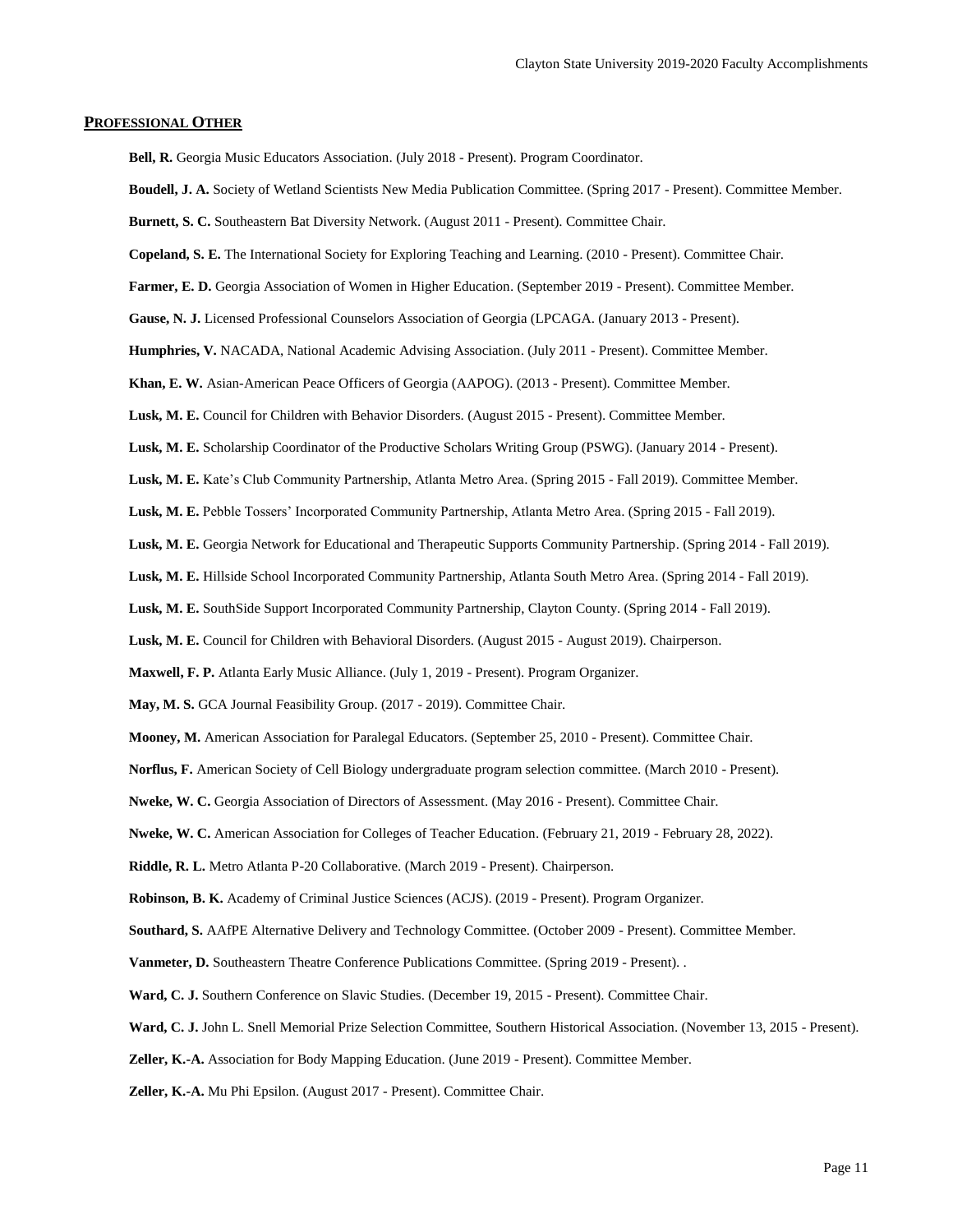## PROFESSIONAL OTHER

**Bell, R.** Georgia Music Educators Association. (July 2018 - Present). Program Coordinator.

**Boudell, J. A.** Society of Wetland Scientists New Media Publication Committee. (Spring 2017 - Present). Committee Member.

**Burnett, S. C.** Southeastern Bat Diversity Network. (August 2011 - Present). Committee Chair.

**Copeland, S. E.** The International Society for Exploring Teaching and Learning. (2010 - Present). Committee Chair.

**Farmer, E. D.** Georgia Association of Women in Higher Education. (September 2019 - Present). Committee Member.

**Gause, N. J.** Licensed Professional Counselors Association of Georgia (LPCAGA. (January 2013 - Present).

**Humphries, V.** NACADA, National Academic Advising Association. (July 2011 - Present). Committee Member.

**Khan, E. W.** Asian-American Peace Officers of Georgia (AAPOG). (2013 - Present). Committee Member.

**Lusk, M. E.** Council for Children with Behavior Disorders. (August 2015 - Present). Committee Member.

**Lusk, M. E.** Scholarship Coordinator of the Productive Scholars Writing Group (PSWG). (January 2014 - Present).

**Lusk, M. E.** Kate's Club Community Partnership, Atlanta Metro Area. (Spring 2015 - Fall 2019). Committee Member.

**Lusk, M. E.** Pebble Tossers' Incorporated Community Partnership, Atlanta Metro Area. (Spring 2015 - Fall 2019).

**Lusk, M. E.** Georgia Network for Educational and Therapeutic Supports Community Partnership. (Spring 2014 - Fall 2019).

**Lusk, M. E.** Hillside School Incorporated Community Partnership, Atlanta South Metro Area. (Spring 2014 - Fall 2019).

**Lusk, M. E.** SouthSide Support Incorporated Community Partnership, Clayton County. (Spring 2014 - Fall 2019).

**Lusk, M. E.** Council for Children with Behavioral Disorders. (August 2015 - August 2019). Chairperson.

**Maxwell, F. P.** Atlanta Early Music Alliance. (July 1, 2019 - Present). Program Organizer.

**May, M. S.** GCA Journal Feasibility Group. (2017 - 2019). Committee Chair.

**Mooney, M.** American Association for Paralegal Educators. (September 25, 2010 - Present). Committee Chair.

**Norflus, F.** American Society of Cell Biology undergraduate program selection committee. (March 2010 - Present).

**Nweke, W. C.** Georgia Association of Directors of Assessment. (May 2016 - Present). Committee Chair.

**Nweke, W. C.** American Association for Colleges of Teacher Education. (February 21, 2019 - February 28, 2022).

**Riddle, R. L.** Metro Atlanta P-20 Collaborative. (March 2019 - Present). Chairperson.

**Robinson, B. K.** Academy of Criminal Justice Sciences (ACJS). (2019 - Present). Program Organizer.

**Southard, S.** AAfPE Alternative Delivery and Technology Committee. (October 2009 - Present). Committee Member.

**Vanmeter, D.** Southeastern Theatre Conference Publications Committee. (Spring 2019 - Present). .

**Ward, C. J.** Southern Conference on Slavic Studies. (December 19, 2015 - Present). Committee Chair.

**Ward, C. J.** John L. Snell Memorial Prize Selection Committee, Southern Historical Association. (November 13, 2015 - Present).

**Zeller, K.-A.** Association for Body Mapping Education. (June 2019 - Present). Committee Member.

**Zeller, K.-A.** Mu Phi Epsilon. (August 2017 - Present). Committee Chair.